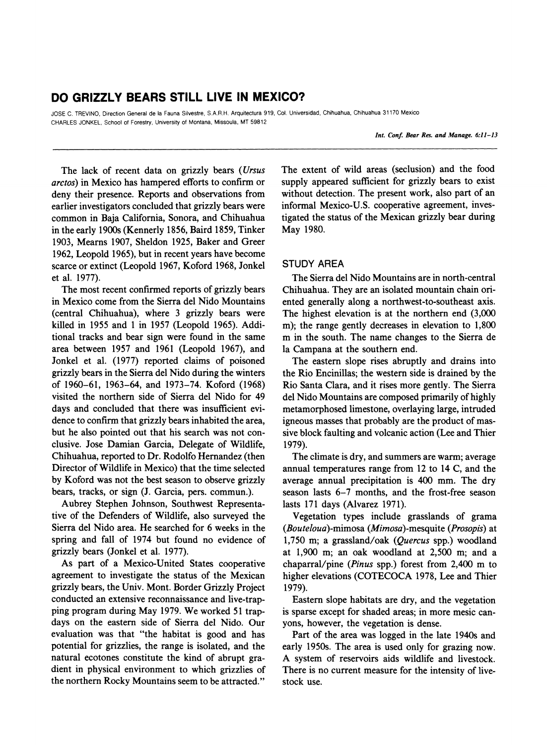# DO GRIZZLY BEARS STILL LIVE IN MEXICO?

JOSE C. TREVINO, Direction General de la Fauna Silvestre, S.A.R.H. Arquitectura 919, Col. Universidad, Chihuahua, Chihuahua 31170 Mexico
CHARLES JONKEL, School of Forestry, University of Montana, Missoula, MT 59812

The lack of recent data on grizzly bears (*Ursus arctos*) in Mexico has hampered efforts to confirm or deny their presence. Reports and observations from earlier investigators concluded that grizzly bears were common in Baja California, Sonora, and Chihuahua in the early 1900s (Kennerly 1856, Baird 1859, Tinker 1903, Mearns 1907, Sheldon 1925, Baker and Greer 1962, Leopold 1965), but in recent years have become scarce or extinct (Leopold 1967, Koford 1968, Jonkel et al. 1977).

The most recent confirmed reports of grizzly bears in Mexico come from the Sierra del Nido Mountains (central Chihuahua), where 3 grizzly bears were killed in 1955 and 1 in 1957 (Leopold 1965). Additional tracks and bear sign were found in the same area between 1957 and 1961 (Leopold 1967), and Jonkel et al. (1977) reported claims of poisoned grizzly bears in the Sierra del Nido during the winters of 1960–61, 1963–64, and 1973–74. Koford (1968) visited the northern side of Sierra del Nido for 49 days and concluded that there was insufficient evidence to confirm that grizzly bears inhabited the area, but he also pointed out that his search was not conclusive. Jose Damian Garcia, Delegate of Wildlife, Chihuahua, reported to Dr. Rodolfo Hernandez (then Director of Wildlife in Mexico) that the time selected by Koford was not the best season to observe grizzly bears, tracks, or sign (J. Garcia, pers. commun.).

Aubrey Stephen Johnson, Southwest Representative of the Defenders of Wildlife, also surveyed the Sierra del Nido area. He searched for 6 weeks in the spring and fall of 1974 but found no evidence of grizzly bears (Jonkel et al. 1977).

As part of a Mexico-United States cooperative agreement to investigate the status of the Mexican grizzly bears, the Univ. Mont. Border Grizzly Project conducted an extensive reconnaissance and live-trapping program during May 1979. We worked 51 trap-days on the eastern side of Sierra del Nido. Our evaluation was that "the habitat is good and has potential for grizzlies, the range is isolated, and the natural ecotones constitute the kind of abrupt gradient in physical environment to which grizzlies of the northern Rocky Mountains seem to be attracted." The extent of wild areas (seclusion) and the food supply appeared sufficient for grizzly bears to exist without detection. The present work, also part of an informal Mexico-U.S. cooperative agreement, investigated the status of the Mexican grizzly bear during May 1980.

## STUDY AREA

The Sierra del Nido Mountains are in north-central Chihuahua. They are an isolated mountain chain oriented generally along a northwest-to-southeast axis. The highest elevation is at the northern end (3,000 m); the range gently decreases in elevation to 1,800 m in the south. The name changes to the Sierra de la Campana at the southern end.

The eastern slope rises abruptly and drains into the Rio Encinillas; the western side is drained by the Rio Santa Clara, and it rises more gently. The Sierra del Nido Mountains are composed primarily of highly metamorphosed limestone, overlaying large, intruded igneous masses that probably are the product of massive block faulting and volcanic action (Lee and Thier 1979).

The climate is dry, and summers are warm; average annual temperatures range from 12 to 14 C, and the average annual precipitation is 400 mm. The dry season lasts 6–7 months, and the frost-free season lasts 171 days (Alvarez 1971).

Vegetation types include grasslands of grama (*Bouteloua*)-mimosa (*Mimosa*)-mesquite (*Prosopis*) at 1,750 m; a grassland/oak (*Quercus* spp.) woodland at 1,900 m; an oak woodland at 2,500 m; and a chaparral/pine (*Pinus* spp.) forest from 2,400 m to higher elevations (COTECOCA 1978, Lee and Thier 1979).

Eastern slope habitats are dry, and the vegetation is sparse except for shaded areas; in more mesic canyons, however, the vegetation is dense.

Part of the area was logged in the late 1940s and early 1950s. The area is used only for grazing now. A system of reservoirs aids wildlife and livestock. There is no current measure for the intensity of livestock use.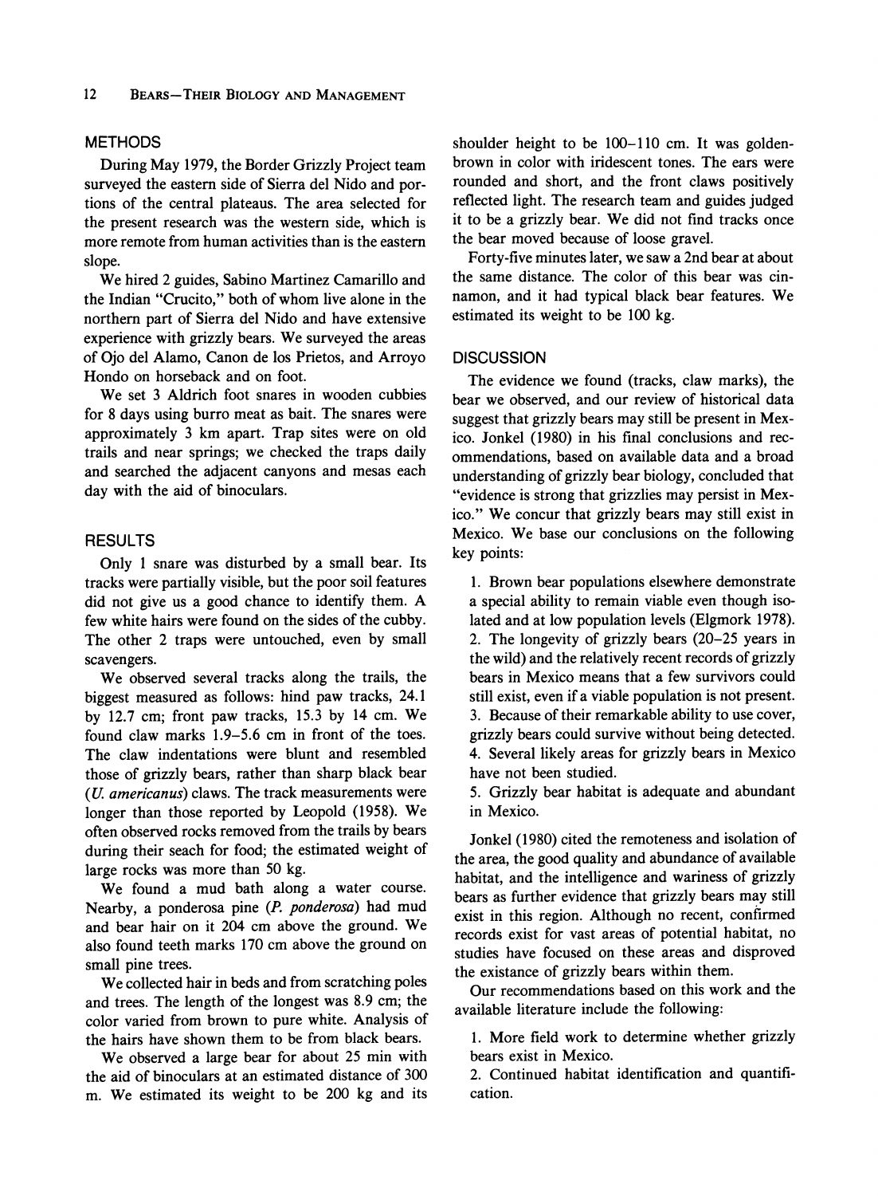## METHODS

During May 1979, the Border Grizzly Project team surveyed the eastern side of Sierra del Nido and portions of the central plateaus. The area selected for the present research was the western side, which is more remote from human activities than is the eastern slope.

We hired 2 guides, Sabino Martinez Camarillo and the Indian "Crucito," both of whom live alone in the northern part of Sierra del Nido and have extensive experience with grizzly bears. We surveyed the areas of Ojo del Alamo, Canon de los Prietos, and Arroyo Hondo on horseback and on foot.

We set 3 Aldrich foot snares in wooden cubbies for 8 days using burro meat as bait. The snares were approximately 3 km apart. Trap sites were on old trails and near springs; we checked the traps daily and searched the adjacent canyons and mesas each day with the aid of binoculars.

## RESULTS

Only 1 snare was disturbed by a small bear. Its tracks were partially visible, but the poor soil features did not give us a good chance to identify them. A few white hairs were found on the sides of the cubby. The other 2 traps were untouched, even by small scavengers.

We observed several tracks along the trails, the biggest measured as follows: hind paw tracks, 24.1 by 12.7 cm; front paw tracks, 15.3 by 14 cm. We found claw marks 1.9–5.6 cm in front of the toes. The claw indentations were blunt and resembled those of grizzly bears, rather than sharp black bear (*U. americanus*) claws. The track measurements were longer than those reported by Leopold (1958). We often observed rocks removed from the trails by bears during their seach for food; the estimated weight of large rocks was more than 50 kg.

We found a mud bath along a water course. Nearby, a ponderosa pine (*P. ponderosa*) had mud and bear hair on it 204 cm above the ground. We also found teeth marks 170 cm above the ground on small pine trees.

We collected hair in beds and from scratching poles and trees. The length of the longest was 8.9 cm; the color varied from brown to pure white. Analysis of the hairs have shown them to be from black bears.

We observed a large bear for about 25 min with the aid of binoculars at an estimated distance of 300 m. We estimated its weight to be 200 kg and its shoulder height to be 100–110 cm. It was golden-brown in color with iridescent tones. The ears were rounded and short, and the front claws positively reflected light. The research team and guides judged it to be a grizzly bear. We did not find tracks once the bear moved because of loose gravel.

Forty-five minutes later, we saw a 2nd bear at about the same distance. The color of this bear was cinnamon, and it had typical black bear features. We estimated its weight to be 100 kg.

## DISCUSSION

The evidence we found (tracks, claw marks), the bear we observed, and our review of historical data suggest that grizzly bears may still be present in Mexico. Jonkel (1980) in his final conclusions and recommendations, based on available data and a broad understanding of grizzly bear biology, concluded that "evidence is strong that grizzlies may persist in Mexico." We concur that grizzly bears may still exist in Mexico. We base our conclusions on the following key points:

1. Brown bear populations elsewhere demonstrate a special ability to remain viable even though isolated and at low population levels (Elgmork 1978).
2. The longevity of grizzly bears (20–25 years in the wild) and the relatively recent records of grizzly bears in Mexico means that a few survivors could still exist, even if a viable population is not present.
3. Because of their remarkable ability to use cover, grizzly bears could survive without being detected.
4. Several likely areas for grizzly bears in Mexico have not been studied.
5. Grizzly bear habitat is adequate and abundant in Mexico.

Jonkel (1980) cited the remoteness and isolation of the area, the good quality and abundance of available habitat, and the intelligence and wariness of grizzly bears as further evidence that grizzly bears may still exist in this region. Although no recent, confirmed records exist for vast areas of potential habitat, no studies have focused on these areas and disproved the existance of grizzly bears within them.

Our recommendations based on this work and the available literature include the following:

1. More field work to determine whether grizzly bears exist in Mexico.
2. Continued habitat identification and quantification.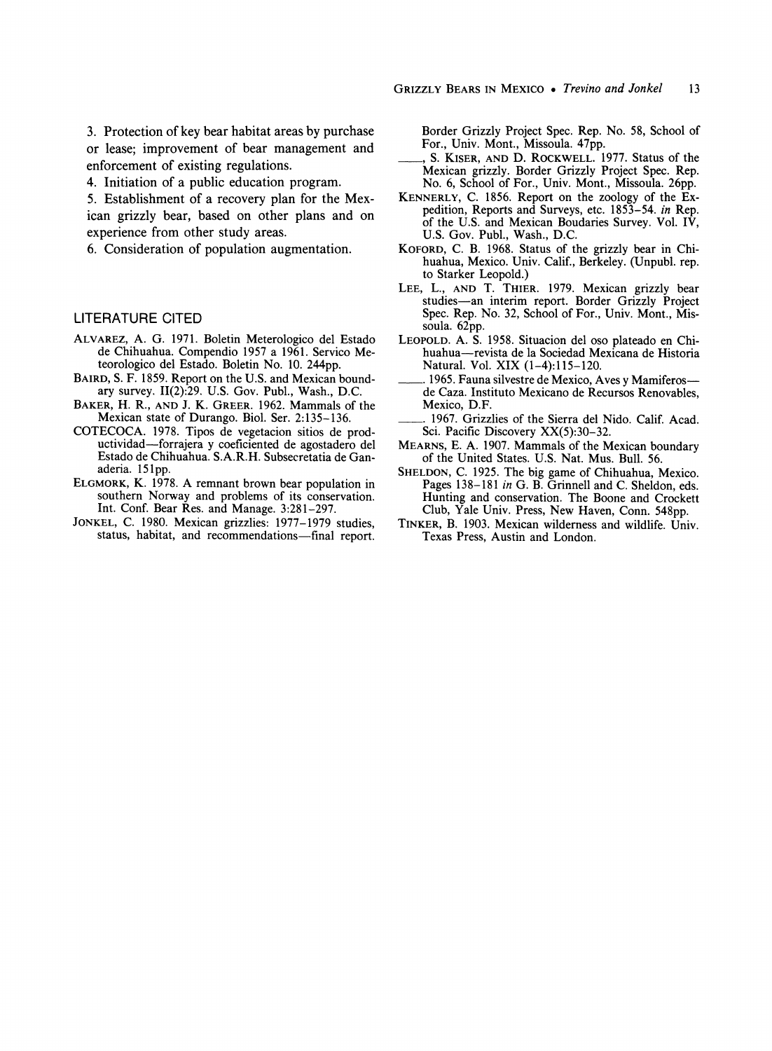3. Protection of key bear habitat areas by purchase or lease; improvement of bear management and enforcement of existing regulations.

4. Initiation of a public education program.

5. Establishment of a recovery plan for the Mexican grizzly bear, based on other plans and on experience from other study areas.

6. Consideration of population augmentation.

## LITERATURE CITED

ALVAREZ, A. G. 1971. Boletin Meterologico del Estado de Chihuahua. Compendio 1957 a 1961. Servico Meteorologico del Estado. Boletin No. 10. 244pp.

BAIRD, S. F. 1859. Report on the U.S. and Mexican boundary survey. II(2):29. U.S. Gov. Publ., Wash., D.C.

BAKER, H. R., AND J. K. GREER. 1962. Mammals of the Mexican state of Durango. Biol. Ser. 2:135–136.

COTECOCA. 1978. Tipos de vegetacion sitios de productividad—forrajera y coeficiented de agostadero del Estado de Chihuahua. S.A.R.H. Subsecretatia de Ganaderia. 151pp.

ELGMORK, K. 1978. A remnant brown bear population in southern Norway and problems of its conservation. Int. Conf. Bear Res. and Manage. 3:281–297.

JONKEL, C. 1980. Mexican grizzlies: 1977–1979 studies, status, habitat, and recommendations—final report. Border Grizzly Project Spec. Rep. No. 58, School of For., Univ. Mont., Missoula. 47pp.

———, S. KISER, AND D. ROCKWELL. 1977. Status of the Mexican grizzly. Border Grizzly Project Spec. Rep. No. 6, School of For., Univ. Mont., Missoula. 26pp.

KENNERLY, C. 1856. Report on the zoology of the Expedition, Reports and Surveys, etc. 1853–54. *in* Rep. of the U.S. and Mexican Boudaries Survey. Vol. IV, U.S. Gov. Publ., Wash., D.C.

KOFORD, C. B. 1968. Status of the grizzly bear in Chihuahua, Mexico. Univ. Calif., Berkeley. (Unpubl. rep. to Starker Leopold.)

LEE, L., AND T. THIER. 1979. Mexican grizzly bear studies—an interim report. Border Grizzly Project Spec. Rep. No. 32, School of For., Univ. Mont., Missoula. 62pp.

LEOPOLD. A. S. 1958. Situacion del oso plateado en Chihuahua—revista de la Sociedad Mexicana de Historia Natural. Vol. XIX (1–4):115–120.

———. 1965. Fauna silvestre de Mexico, Aves y Mamiferos—de Caza. Instituto Mexicano de Recursos Renovables, Mexico, D.F.

———. 1967. Grizzlies of the Sierra del Nido. Calif. Acad. Sci. Pacific Discovery XX(5):30–32.

MEARNS, E. A. 1907. Mammals of the Mexican boundary of the United States. U.S. Nat. Mus. Bull. 56.

SHELDON, C. 1925. The big game of Chihuahua, Mexico. Pages 138–181 *in* G. B. Grinnell and C. Sheldon, eds. Hunting and conservation. The Boone and Crockett Club, Yale Univ. Press, New Haven, Conn. 548pp.

TINKER, B. 1903. Mexican wilderness and wildlife. Univ. Texas Press, Austin and London.